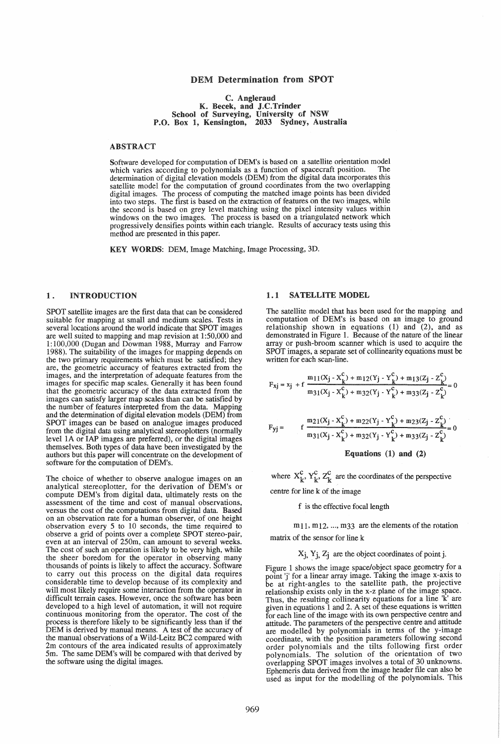# DEM Determination from SPOT

**C. Angleraud**
**K. Becek, and J.C.Trinder**
**School of Surveying, University of NSW**
**P.O. Box 1, Kensington, 2033 Sydney, Australia**

## ABSTRACT

Software developed for computation of DEM's is based on a satellite orientation model which varies according to polynomials as a function of spacecraft position. The determination of digital elevation models (DEM) from the digital data incorporates this satellite model for the computation of ground coordinates from the two overlapping digital images. The process of computing the matched image points has been divided into two steps. The first is based on the extraction of features on the two images, while the second is based on grey level matching using the pixel intensity values within windows on the two images. The process is based on a triangulated network which progressively densifies points within each triangle. Results of accuracy tests using this method are presented in this paper.

**KEY WORDS**: DEM, Image Matching, Image Processing, 3D.

## 1. INTRODUCTION

SPOT satellite images are the first data that can be considered suitable for mapping at small and medium scales. Tests in several locations around the world indicate that SPOT images are well suited to mapping and map revision at 1:50,000 and 1:100,000 (Dugan and Dowman 1988, Murray and Farrow 1988). The suitability of the images for mapping depends on the two primary requirements which must be satisfied; they are, the geometric accuracy of features extracted from the images, and the interpretation of adequate features from the images for specific map scales. Generally it has been found that the geometric accuracy of the data extracted from the images can satisfy larger map scales than can be satisfied by the number of features interpreted from the data. Mapping and the determination of digital elevation models (DEM) from SPOT images can be based on analogue images produced from the digital data using analytical stereoplotters (normally level 1A or IAP images are preferred), or the digital images themselves. Both types of data have been investigated by the authors but this paper will concentrate on the development of software for the computation of DEM's.

The choice of whether to observe analogue images on an analytical stereoplotter, for the derivation of DEM's or compute DEM's from digital data, ultimately rests on the assessment of the time and cost of manual observations, versus the cost of the computations from digital data. Based on an observation rate for a human observer, of one height observation every 5 to 10 seconds, the time required to observe a grid of points over a complete SPOT stereo-pair, even at an interval of 250m, can amount to several weeks. The cost of such an operation is likely to be very high, while the sheer boredom for the operator in observing many thousands of points is likely to affect the accuracy. Software to carry out this process on the digital data requires considerable time to develop because of its complexity and will most likely require some interaction from the operator in difficult terrain cases. However, once the software has been developed to a high level of automation, it will not require continuous monitoring from the operator. The cost of the process is therefore likely to be significantly less than if the DEM is derived by manual means. A test of the accuracy of the manual observations of a Wild-Leitz BC2 compared with 2m contours of the area indicated results of approximately 5m. The same DEM's will be compared with that derived by the software using the digital images.

### 1.1 SATELLITE MODEL

The satellite model that has been used for the mapping and computation of DEM's is based on an image to ground relationship shown in equations (1) and (2), and as demonstrated in Figure 1. Because of the nature of the linear array or push-broom scanner which is used to acquire the SPOT images, a separate set of collinearity equations must be written for each scan-line.

$$F_{xj} = x_j + f \frac{m_{11}(X_j - X_k^c) + m_{12}(Y_j - Y_k^c) + m_{13}(Z_j - Z_k^c)}{m_{31}(X_j - X_k^c) + m_{32}(Y_j - Y_k^c) + m_{33}(Z_j - Z_k^c)} = 0$$

$$F_{yj} = f \frac{m_{21}(X_j - X_k^c) + m_{22}(Y_j - Y_k^c) + m_{23}(Z_j - Z_k^c)}{m_{31}(X_j - X_k^c) + m_{32}(Y_j - Y_k^c) + m_{33}(Z_j - Z_k^c)} = 0$$

**Equations (1) and (2)**

where $X_k^c, Y_k^c, Z_k^c$ are the coordinates of the perspective centre for line k of the image

$f$ is the effective focal length

$m_{11}, m_{12}, ..., m_{33}$ are the elements of the rotation matrix of the sensor for line k

$X_j, Y_j, Z_j$ are the object coordinates of point j.

Figure 1 shows the image space/object space geometry for a point 'j' for a linear array image. Taking the image x-axis to be at right-angles to the satellite path, the projective relationship exists only in the x-z plane of the image space. Thus, the resulting collinearity equations for a line 'k' are given in equations 1 and 2. A set of these equations is written for each line of the image with its own perspective centre and attitude. The parameters of the perspective centre and attitude are modelled by polynomials in terms of the y-image coordinate, with the position parameters following second order polynomials and the tilts following first order polynomials. The solution of the orientation of two overlapping SPOT images involves a total of 30 unknowns. Ephemeris data derived from the image header file can also be used as input for the modelling of the polynomials. This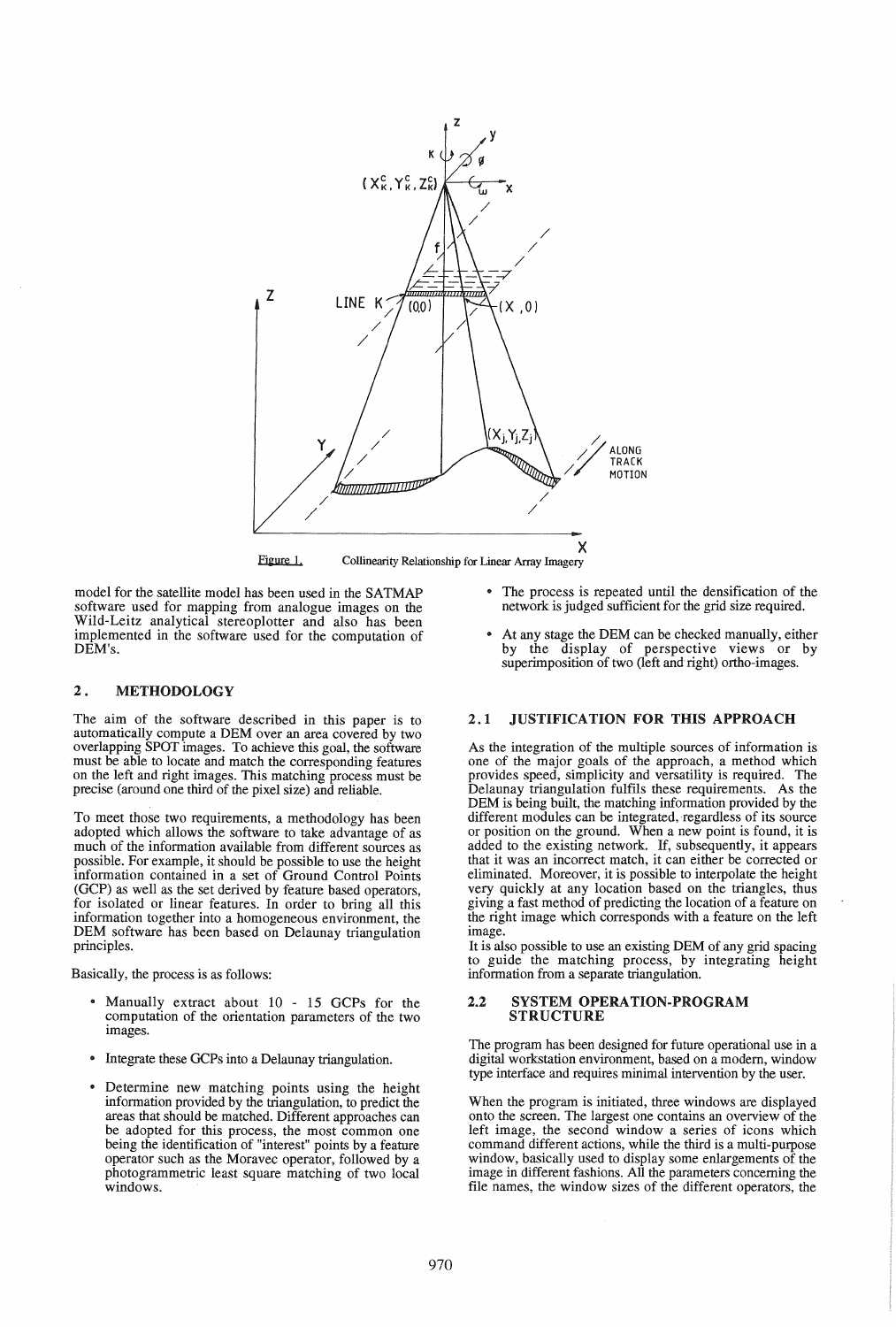Figure 1. Collinearity Relationship for Linear Array Imagery

model for the satellite model has been used in the SATMAP software used for mapping from analogue images on the Wild-Leitz analytical stereoplotter and also has been implemented in the software used for the computation of DEM's.

## 2. METHODOLOGY

The aim of the software described in this paper is to automatically compute a DEM over an area covered by two overlapping SPOT images. To achieve this goal, the software must be able to locate and match the corresponding features on the left and right images. This matching process must be precise (around one third of the pixel size) and reliable.

To meet those two requirements, a methodology has been adopted which allows the software to take advantage of as much of the information available from different sources as possible. For example, it should be possible to use the height information contained in a set of Ground Control Points (GCP) as well as the set derived by feature based operators, for isolated or linear features. In order to bring all this information together into a homogeneous environment, the DEM software has been based on Delaunay triangulation principles.

Basically, the process is as follows:

- Manually extract about 10 - 15 GCPs for the computation of the orientation parameters of the two images.
- Integrate these GCPs into a Delaunay triangulation.
- Determine new matching points using the height information provided by the triangulation, to predict the areas that should be matched. Different approaches can be adopted for this process, the most common one being the identification of "interest" points by a feature operator such as the Moravec operator, followed by a photogrammetric least square matching of two local windows.
- The process is repeated until the densification of the network is judged sufficient for the grid size required.
- At any stage the DEM can be checked manually, either by the display of perspective views or by superimposition of two (left and right) ortho-images.

### 2.1 JUSTIFICATION FOR THIS APPROACH

As the integration of the multiple sources of information is one of the major goals of the approach, a method which provides speed, simplicity and versatility is required. The Delaunay triangulation fulfils these requirements. As the DEM is being built, the matching information provided by the different modules can be integrated, regardless of its source or position on the ground. When a new point is found, it is added to the existing network. If, subsequently, it appears that it was an incorrect match, it can either be corrected or eliminated. Moreover, it is possible to interpolate the height very quickly at any location based on the triangles, thus giving a fast method of predicting the location of a feature on the right image which corresponds with a feature on the left image.

It is also possible to use an existing DEM of any grid spacing to guide the matching process, by integrating height information from a separate triangulation.

### 2.2 SYSTEM OPERATION-PROGRAM STRUCTURE

The program has been designed for future operational use in a digital workstation environment, based on a modern, window type interface and requires minimal intervention by the user.

When the program is initiated, three windows are displayed onto the screen. The largest one contains an overview of the left image, the second window a series of icons which command different actions, while the third is a multi-purpose window, basically used to display some enlargements of the image in different fashions. All the parameters concerning the file names, the window sizes of the different operators, the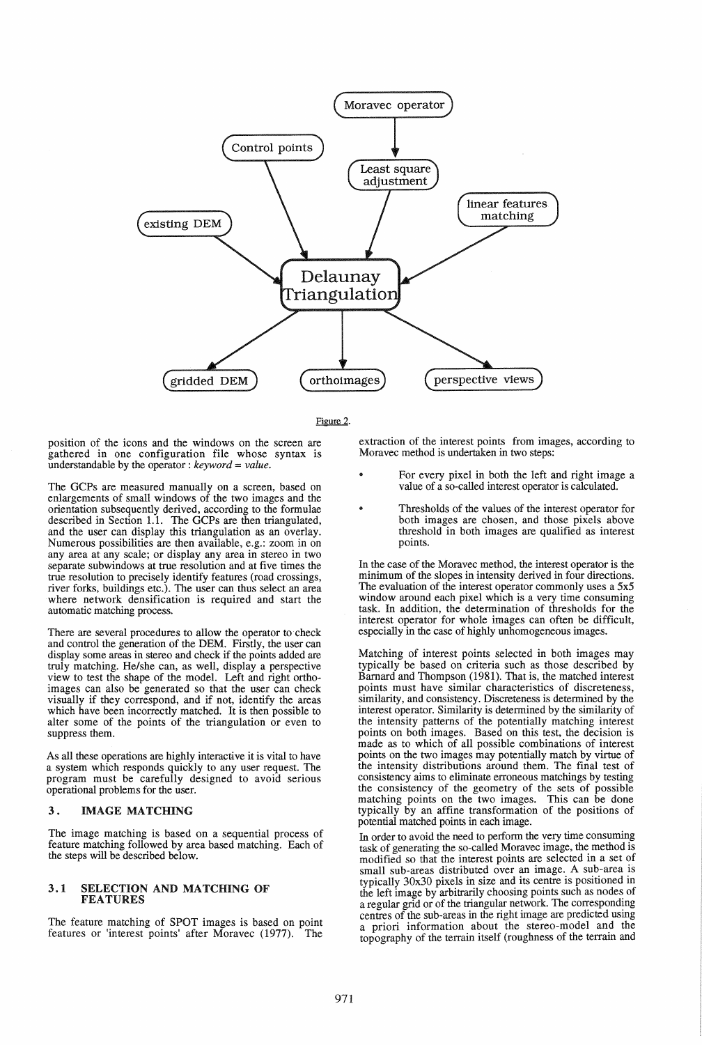Figure 2.

position of the icons and the windows on the screen are gathered in one configuration file whose syntax is understandable by the operator : *keyword = value.*

The GCPs are measured manually on a screen, based on enlargements of small windows of the two images and the orientation subsequently derived, according to the formulae described in Section 1.1. The GCPs are then triangulated, and the user can display this triangulation as an overlay. Numerous possibilities are then available, e.g.: zoom in on any area at any scale; or display any area in stereo in two separate subwindows at true resolution and at five times the true resolution to precisely identify features (road crossings, river forks, buildings etc.). The user can thus select an area where network densification is required and start the automatic matching process.

There are several procedures to allow the operator to check and control the generation of the DEM. Firstly, the user can display some areas in stereo and check if the points added are truly matching. He/she can, as well, display a perspective view to test the shape of the model. Left and right ortho-images can also be generated so that the user can check visually if they correspond, and if not, identify the areas which have been incorrectly matched. It is then possible to alter some of the points of the triangulation or even to suppress them.

As all these operations are highly interactive it is vital to have a system which responds quickly to any user request. The program must be carefully designed to avoid serious operational problems for the user.

## 3. IMAGE MATCHING

The image matching is based on a sequential process of feature matching followed by area based matching. Each of the steps will be described below.

### 3.1 SELECTION AND MATCHING OF FEATURES

The feature matching of SPOT images is based on point features or 'interest points' after Moravec (1977). The extraction of the interest points from images, according to Moravec method is undertaken in two steps:

- For every pixel in both the left and right image a value of a so-called interest operator is calculated.
- Thresholds of the values of the interest operator for both images are chosen, and those pixels above threshold in both images are qualified as interest points.

In the case of the Moravec method, the interest operator is the minimum of the slopes in intensity derived in four directions. The evaluation of the interest operator commonly uses a 5x5 window around each pixel which is a very time consuming task. In addition, the determination of thresholds for the interest operator for whole images can often be difficult, especially in the case of highly unhomogeneous images.

Matching of interest points selected in both images may typically be based on criteria such as those described by Barnard and Thompson (1981). That is, the matched interest points must have similar characteristics of discreteness, similarity, and consistency. Discreteness is determined by the interest operator. Similarity is determined by the similarity of the intensity patterns of the potentially matching interest points on both images. Based on this test, the decision is made as to which of all possible combinations of interest points on the two images may potentially match by virtue of the intensity distributions around them. The final test of consistency aims to eliminate erroneous matchings by testing the consistency of the geometry of the sets of possible matching points on the two images. This can be done typically by an affine transformation of the positions of potential matched points in each image.

In order to avoid the need to perform the very time consuming task of generating the so-called Moravec image, the method is modified so that the interest points are selected in a set of small sub-areas distributed over an image. A sub-area is typically 30x30 pixels in size and its centre is positioned in the left image by arbitrarily choosing points such as nodes of a regular grid or of the triangular network. The corresponding centres of the sub-areas in the right image are predicted using a priori information about the stereo-model and the topography of the terrain itself (roughness of the terrain and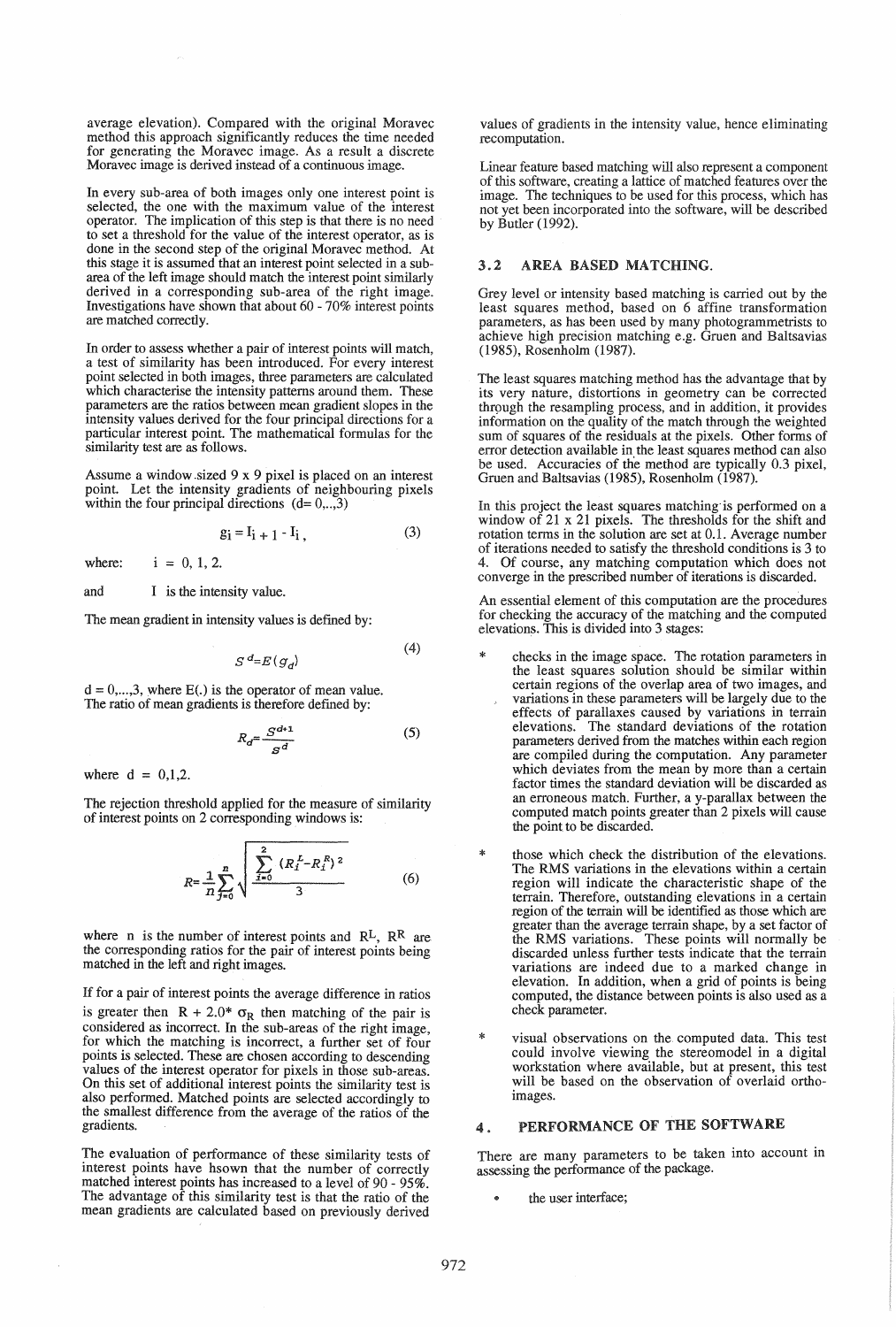average elevation). Compared with the original Moravec method this approach significantly reduces the time needed for generating the Moravec image. As a result a discrete Moravec image is derived instead of a continuous image.

In every sub-area of both images only one interest point is selected, the one with the maximum value of the interest operator. The implication of this step is that there is no need to set a threshold for the value of the interest operator, as is done in the second step of the original Moravec method. At this stage it is assumed that an interest point selected in a sub-area of the left image should match the interest point similarly derived in a corresponding sub-area of the right image. Investigations have shown that about 60 - 70% interest points are matched correctly.

In order to assess whether a pair of interest points will match, a test of similarity has been introduced. For every interest point selected in both images, three parameters are calculated which characterise the intensity patterns around them. These parameters are the ratios between mean gradient slopes in the intensity values derived for the four principal directions for a particular interest point. The mathematical formulas for the similarity test are as follows.

Assume a window sized 9 x 9 pixel is placed on an interest point. Let the intensity gradients of neighbouring pixels within the four principal directions (d= 0,..,3)

$$g_i = I_{i+1} - I_i , \tag{3}$$

where: $i = 0, 1, 2.$

and $I$ is the intensity value.

The mean gradient in intensity values is defined by:

$$S^d = E(g_d) \tag{4}$$

d = 0,...,3, where E(.) is the operator of mean value. The ratio of mean gradients is therefore defined by:

$$R_d = \frac{S^{d+1}}{S^d} \tag{5}$$

where d = 0,1,2.

The rejection threshold applied for the measure of similarity of interest points on 2 corresponding windows is:

$$R = \frac{1}{n}\sum_{j=0}^{n}\sqrt{\frac{\sum_{i=0}^{2}(R_i^L - R_i^R)^2}{3}} \tag{6}$$

where n is the number of interest points and $R^L$, $R^R$ are the corresponding ratios for the pair of interest points being matched in the left and right images.

If for a pair of interest points the average difference in ratios is greater then $R + 2.0 * \sigma_R$ then matching of the pair is considered as incorrect. In the sub-areas of the right image, for which the matching is incorrect, a further set of four points is selected. These are chosen according to descending values of the interest operator for pixels in those sub-areas. On this set of additional interest points the similarity test is also performed. Matched points are selected accordingly to the smallest difference from the average of the ratios of the gradients.

The evaluation of performance of these similarity tests of interest points have hsown that the number of correctly matched interest points has increased to a level of 90 - 95%. The advantage of this similarity test is that the ratio of the mean gradients are calculated based on previously derived values of gradients in the intensity value, hence eliminating recomputation.

Linear feature based matching will also represent a component of this software, creating a lattice of matched features over the image. The techniques to be used for this process, which has not yet been incorporated into the software, will be described by Butler (1992).

### 3.2 AREA BASED MATCHING.

Grey level or intensity based matching is carried out by the least squares method, based on 6 affine transformation parameters, as has been used by many photogrammetrists to achieve high precision matching e.g. Gruen and Baltsavias (1985), Rosenholm (1987).

The least squares matching method has the advantage that by its very nature, distortions in geometry can be corrected through the resampling process, and in addition, it provides information on the quality of the match through the weighted sum of squares of the residuals at the pixels. Other forms of error detection available in the least squares method can also be used. Accuracies of the method are typically 0.3 pixel, Gruen and Baltsavias (1985), Rosenholm (1987).

In this project the least squares matching is performed on a window of 21 x 21 pixels. The thresholds for the shift and rotation terms in the solution are set at 0.1. Average number of iterations needed to satisfy the threshold conditions is 3 to 4. Of course, any matching computation which does not converge in the prescribed number of iterations is discarded.

An essential element of this computation are the procedures for checking the accuracy of the matching and the computed elevations. This is divided into 3 stages:

* checks in the image space. The rotation parameters in the least squares solution should be similar within certain regions of the overlap area of two images, and variations in these parameters will be largely due to the effects of parallaxes caused by variations in terrain elevations. The standard deviations of the rotation parameters derived from the matches within each region are compiled during the computation. Any parameter which deviates from the mean by more than a certain factor times the standard deviation will be discarded as an erroneous match. Further, a y-parallax between the computed match points greater than 2 pixels will cause the point to be discarded.
* those which check the distribution of the elevations. The RMS variations in the elevations within a certain region will indicate the characteristic shape of the terrain. Therefore, outstanding elevations in a certain region of the terrain will be identified as those which are greater than the average terrain shape, by a set factor of the RMS variations. These points will normally be discarded unless further tests indicate that the terrain variations are indeed due to a marked change in elevation. In addition, when a grid of points is being computed, the distance between points is also used as a check parameter.
* visual observations on the computed data. This test could involve viewing the stereomodel in a digital workstation where available, but at present, this test will be based on the observation of overlaid ortho-images.

## 4. PERFORMANCE OF THE SOFTWARE

There are many parameters to be taken into account in assessing the performance of the package.

- the user interface;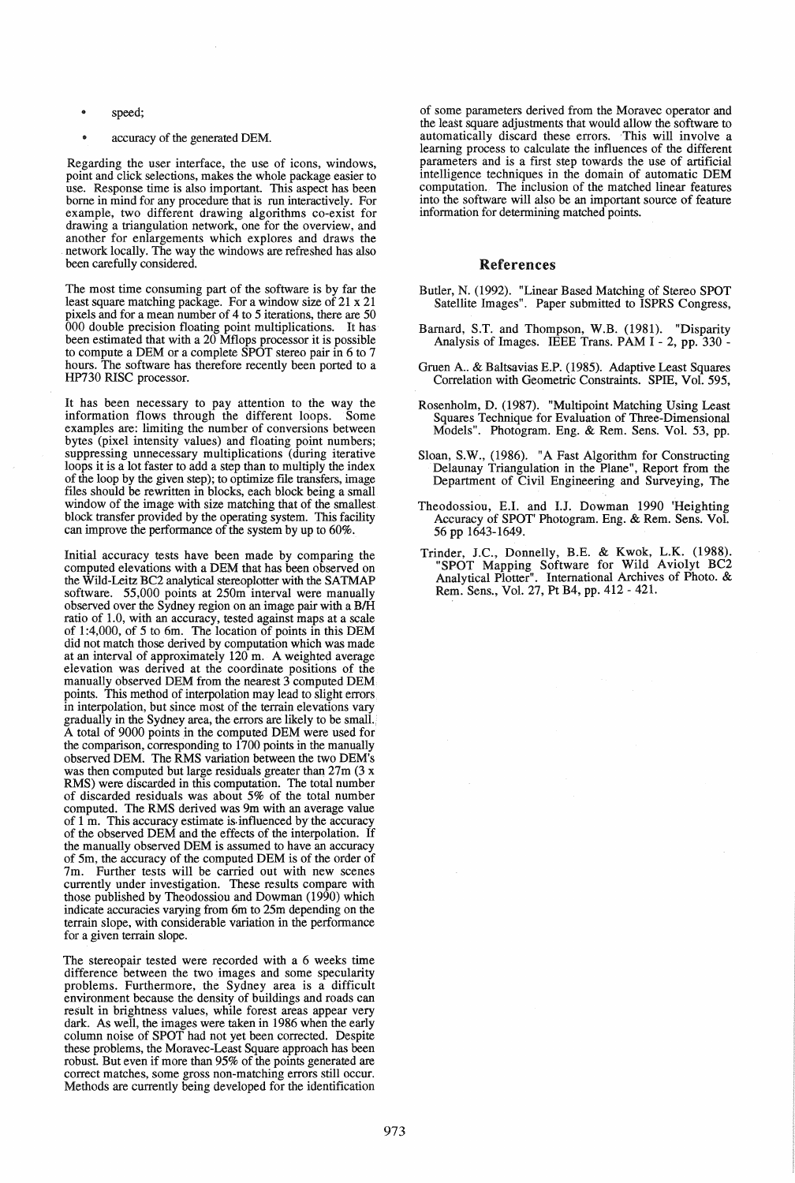- speed;
- accuracy of the generated DEM.

Regarding the user interface, the use of icons, windows, point and click selections, makes the whole package easier to use. Response time is also important. This aspect has been borne in mind for any procedure that is run interactively. For example, two different drawing algorithms co-exist for drawing a triangulation network, one for the overview, and another for enlargements which explores and draws the network locally. The way the windows are refreshed has also been carefully considered.

The most time consuming part of the software is by far the least square matching package. For a window size of 21 x 21 pixels and for a mean number of 4 to 5 iterations, there are 50 000 double precision floating point multiplications. It has been estimated that with a 20 Mflops processor it is possible to compute a DEM or a complete SPOT stereo pair in 6 to 7 hours. The software has therefore recently been ported to a HP730 RISC processor.

It has been necessary to pay attention to the way the information flows through the different loops. Some examples are: limiting the number of conversions between bytes (pixel intensity values) and floating point numbers; suppressing unnecessary multiplications (during iterative loops it is a lot faster to add a step than to multiply the index of the loop by the given step); to optimize file transfers, image files should be rewritten in blocks, each block being a small window of the image with size matching that of the smallest block transfer provided by the operating system. This facility can improve the performance of the system by up to 60%.

Initial accuracy tests have been made by comparing the computed elevations with a DEM that has been observed on the Wild-Leitz BC2 analytical stereoplotter with the SATMAP software. 55,000 points at 250m interval were manually observed over the Sydney region on an image pair with a B/H ratio of 1.0, with an accuracy, tested against maps at a scale of 1:4,000, of 5 to 6m. The location of points in this DEM did not match those derived by computation which was made at an interval of approximately 120 m. A weighted average elevation was derived at the coordinate positions of the manually observed DEM from the nearest 3 computed DEM points. This method of interpolation may lead to slight errors in interpolation, but since most of the terrain elevations vary gradually in the Sydney area, the errors are likely to be small. A total of 9000 points in the computed DEM were used for the comparison, corresponding to 1700 points in the manually observed DEM. The RMS variation between the two DEM's was then computed but large residuals greater than 27m (3 x RMS) were discarded in this computation. The total number of discarded residuals was about 5% of the total number computed. The RMS derived was 9m with an average value of 1 m. This accuracy estimate is influenced by the accuracy of the observed DEM and the effects of the interpolation. If the manually observed DEM is assumed to have an accuracy of 5m, the accuracy of the computed DEM is of the order of 7m. Further tests will be carried out with new scenes currently under investigation. These results compare with those published by Theodossiou and Dowman (1990) which indicate accuracies varying from 6m to 25m depending on the terrain slope, with considerable variation in the performance for a given terrain slope.

The stereopair tested were recorded with a 6 weeks time difference between the two images and some specularity problems. Furthermore, the Sydney area is a difficult environment because the density of buildings and roads can result in brightness values, while forest areas appear very dark. As well, the images were taken in 1986 when the early column noise of SPOT had not yet been corrected. Despite these problems, the Moravec-Least Square approach has been robust. But even if more than 95% of the points generated are correct matches, some gross non-matching errors still occur. Methods are currently being developed for the identification of some parameters derived from the Moravec operator and the least square adjustments that would allow the software to automatically discard these errors. This will involve a learning process to calculate the influences of the different parameters and is a first step towards the use of artificial intelligence techniques in the domain of automatic DEM computation. The inclusion of the matched linear features into the software will also be an important source of feature information for determining matched points.

## References

Butler, N. (1992). "Linear Based Matching of Stereo SPOT Satellite Images". Paper submitted to ISPRS Congress,

Barnard, S.T. and Thompson, W.B. (1981). "Disparity Analysis of Images. IEEE Trans. PAM I - 2, pp. 330 -

Gruen A.. & Baltsavias E.P. (1985). Adaptive Least Squares Correlation with Geometric Constraints. SPIE, Vol. 595,

Rosenholm, D. (1987). "Multipoint Matching Using Least Squares Technique for Evaluation of Three-Dimensional Models". Photogram. Eng. & Rem. Sens. Vol. 53, pp.

Sloan, S.W., (1986). "A Fast Algorithm for Constructing Delaunay Triangulation in the Plane", Report from the Department of Civil Engineering and Surveying, The

Theodossiou, E.I. and I.J. Dowman 1990 'Heighting Accuracy of SPOT' Photogram. Eng. & Rem. Sens. Vol. 56 pp 1643-1649.

Trinder, J.C., Donnelly, B.E. & Kwok, L.K. (1988). "SPOT Mapping Software for Wild Aviolyt BC2 Analytical Plotter". International Archives of Photo. & Rem. Sens., Vol. 27, Pt B4, pp. 412 - 421.